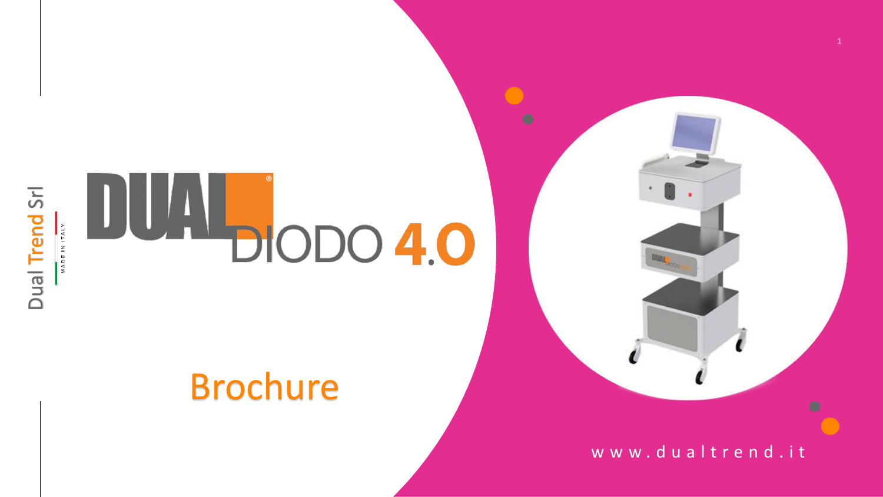Dual Trend Srl

MADE IN ITALY

# DUAL DIODO 4.0

## Brochure

www.dualtrend.it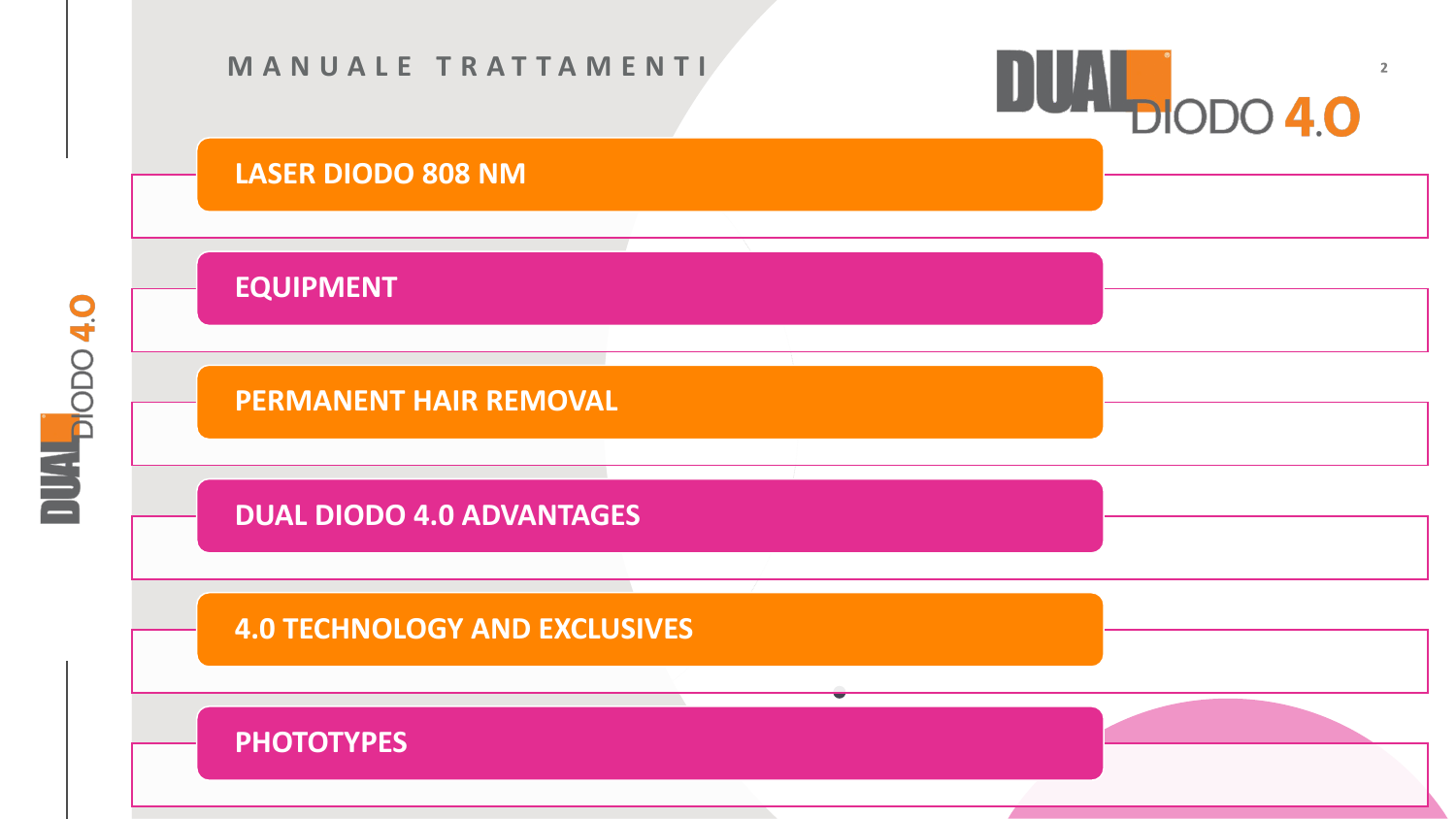# MANUALE TRATTAMENTI

- LASER DIODO 808 NM
- EQUIPMENT
- PERMANENT HAIR REMOVAL
- DUAL DIODO 4.0 ADVANTAGES
- 4.0 TECHNOLOGY AND EXCLUSIVES
- PHOTOTYPES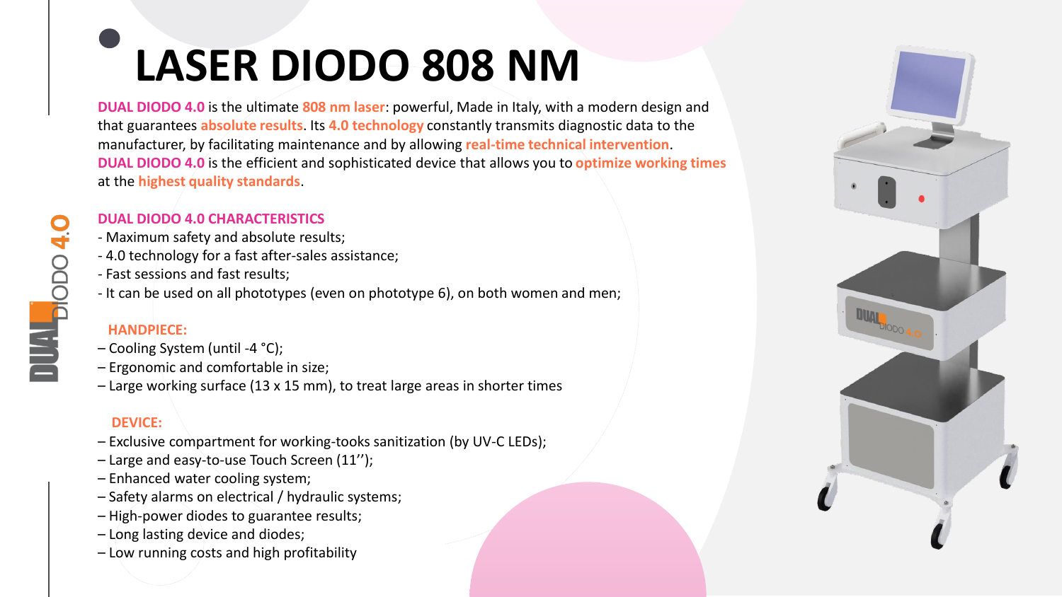# LASER DIODO 808 NM

**DUAL DIODO 4.0** is the ultimate **808 nm laser**: powerful, Made in Italy, with a modern design and that guarantees **absolute results**. Its **4.0 technology** constantly transmits diagnostic data to the manufacturer, by facilitating maintenance and by allowing **real-time technical intervention**.
**DUAL DIODO 4.0** is the efficient and sophisticated device that allows you to **optimize working times** at the **highest quality standards**.

## DUAL DIODO 4.0 CHARACTERISTICS

- Maximum safety and absolute results;
- 4.0 technology for a fast after-sales assistance;
- Fast sessions and fast results;
- It can be used on all phototypes (even on phototype 6), on both women and men;

### HANDPIECE:

– Cooling System (until -4 °C);
– Ergonomic and comfortable in size;
– Large working surface (13 x 15 mm), to treat large areas in shorter times

### DEVICE:

– Exclusive compartment for working-tooks sanitization (by UV-C LEDs);
– Large and easy-to-use Touch Screen (11'');
– Enhanced water cooling system;
– Safety alarms on electrical / hydraulic systems;
– High-power diodes to guarantee results;
– Long lasting device and diodes;
– Low running costs and high profitability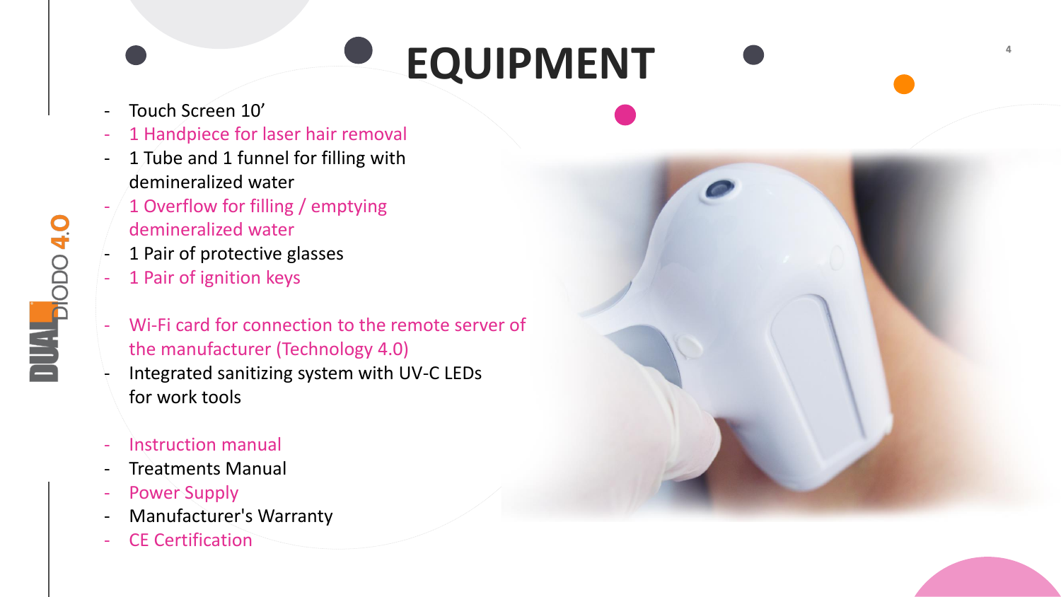# EQUIPMENT

- Touch Screen 10’
- 1 Handpiece for laser hair removal
- 1 Tube and 1 funnel for filling with demineralized water
- 1 Overflow for filling / emptying demineralized water
- 1 Pair of protective glasses
- 1 Pair of ignition keys

- Wi-Fi card for connection to the remote server of the manufacturer (Technology 4.0)
- Integrated sanitizing system with UV-C LEDs for work tools

- Instruction manual
- Treatments Manual
- Power Supply
- Manufacturer's Warranty
- CE Certification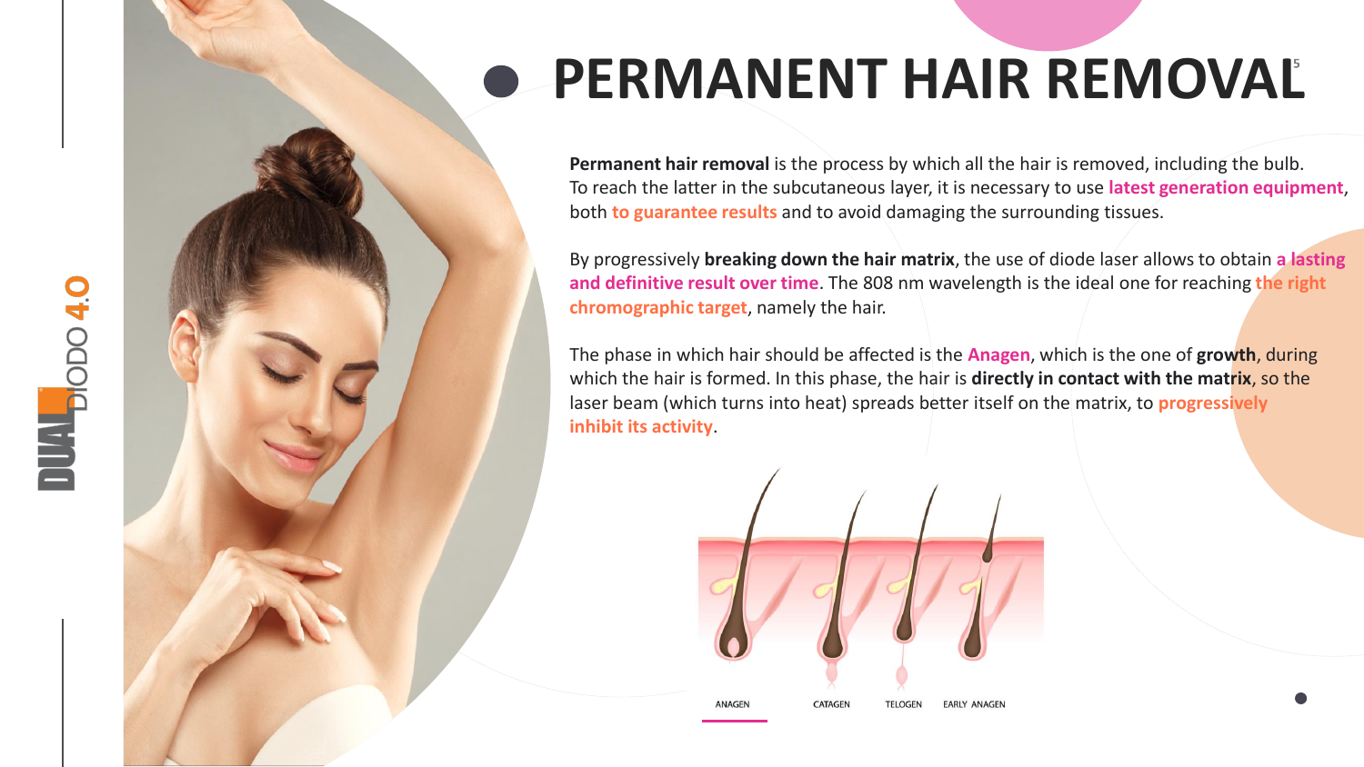# PERMANENT HAIR REMOVAL

**Permanent hair removal** is the process by which all the hair is removed, including the bulb. To reach the latter in the subcutaneous layer, it is necessary to use **latest generation equipment**, both **to guarantee results** and to avoid damaging the surrounding tissues.

By progressively **breaking down the hair matrix**, the use of diode laser allows to obtain **a lasting and definitive result over time**. The 808 nm wavelength is the ideal one for reaching **the right chromographic target**, namely the hair.

The phase in which hair should be affected is the **Anagen**, which is the one of **growth**, during which the hair is formed. In this phase, the hair is **directly in contact with the matrix**, so the laser beam (which turns into heat) spreads better itself on the matrix, to **progressively inhibit its activity**.

ANAGEN CATAGEN TELOGEN EARLY ANAGEN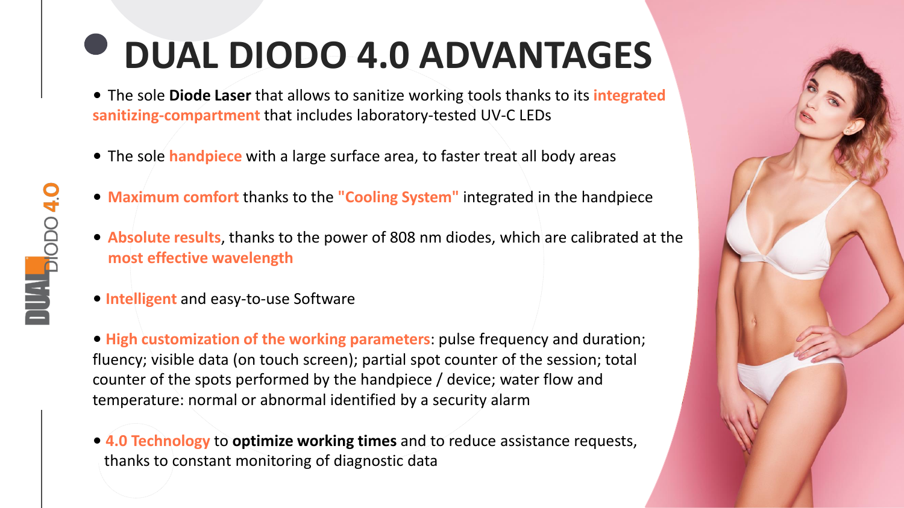# DUAL DIODO 4.0 ADVANTAGES

- The sole **Diode Laser** that allows to sanitize working tools thanks to its **integrated sanitizing-compartment** that includes laboratory-tested UV-C LEDs
- The sole **handpiece** with a large surface area, to faster treat all body areas
- **Maximum comfort** thanks to the **"Cooling System"** integrated in the handpiece
- **Absolute results**, thanks to the power of 808 nm diodes, which are calibrated at the **most effective wavelength**
- **Intelligent** and easy-to-use Software
- **High customization of the working parameters**: pulse frequency and duration; fluency; visible data (on touch screen); partial spot counter of the session; total counter of the spots performed by the handpiece / device; water flow and temperature: normal or abnormal identified by a security alarm
- **4.0 Technology** to **optimize working times** and to reduce assistance requests, thanks to constant monitoring of diagnostic data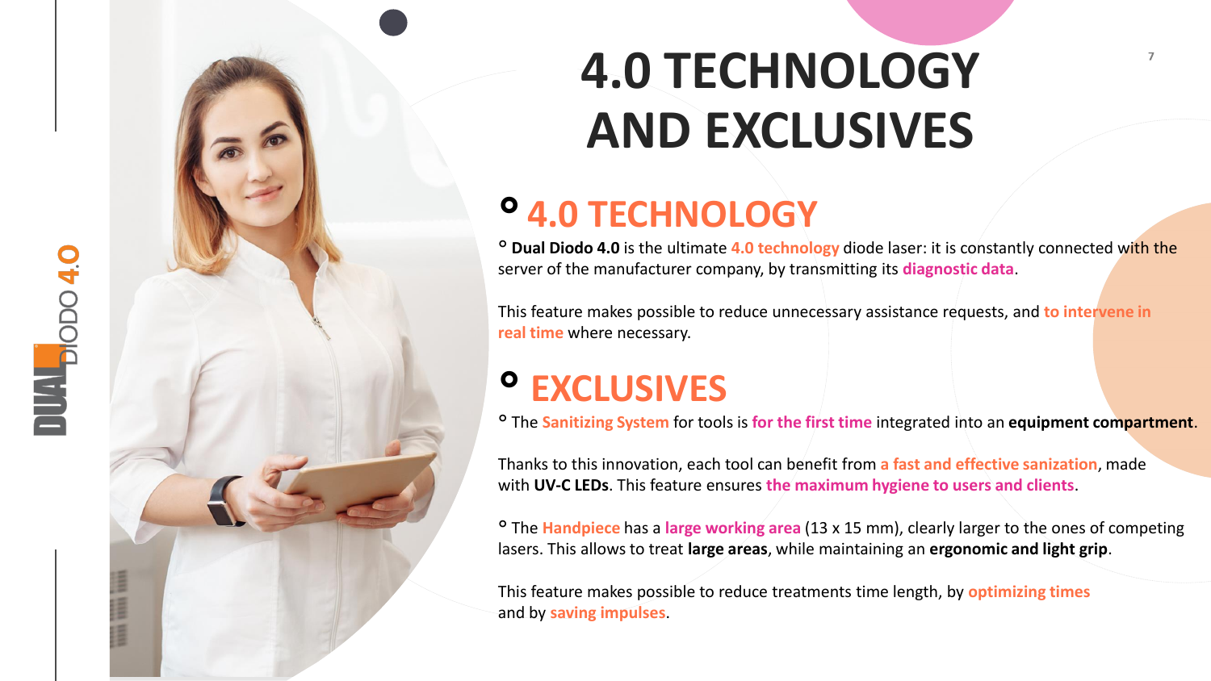# 4.0 TECHNOLOGY AND EXCLUSIVES

## ° 4.0 TECHNOLOGY

° **Dual Diodo 4.0** is the ultimate **4.0 technology** diode laser: it is constantly connected with the server of the manufacturer company, by transmitting its **diagnostic data**.

This feature makes possible to reduce unnecessary assistance requests, and **to intervene in real time** where necessary.

## ° EXCLUSIVES

° The **Sanitizing System** for tools is **for the first time** integrated into an **equipment compartment**.

Thanks to this innovation, each tool can benefit from **a fast and effective sanization**, made with **UV-C LEDs**. This feature ensures **the maximum hygiene to users and clients**.

° The **Handpiece** has a **large working area** (13 x 15 mm), clearly larger to the ones of competing lasers. This allows to treat **large areas**, while maintaining an **ergonomic and light grip**.

This feature makes possible to reduce treatments time length, by **optimizing times** and by **saving impulses**.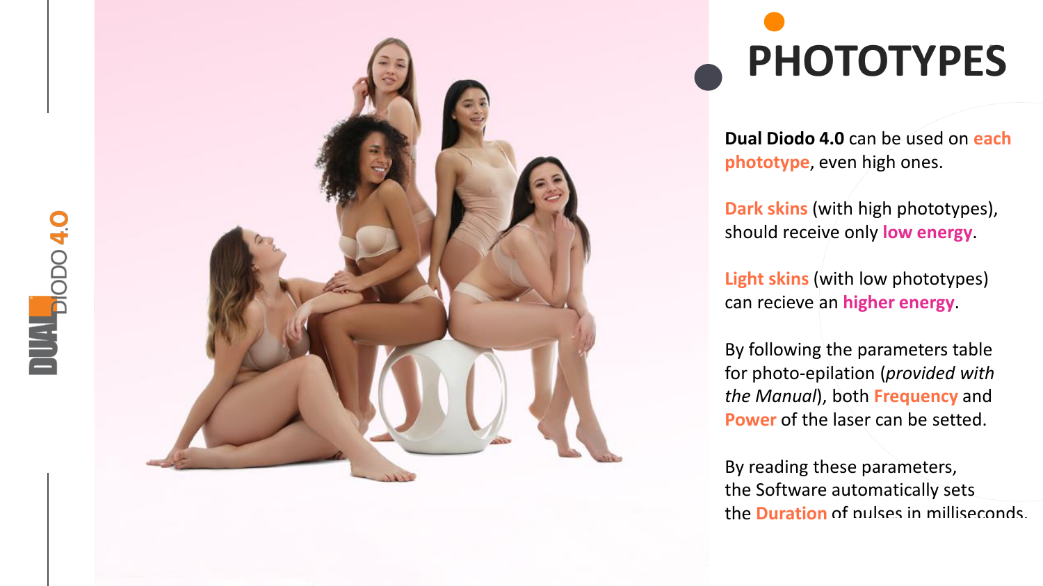# PHOTOTYPES

**Dual Diodo 4.0** can be used on **each phototype**, even high ones.

**Dark skins** (with high phototypes), should receive only **low energy**.

**Light skins** (with low phototypes) can recieve an **higher energy**.

By following the parameters table for photo-epilation (*provided with the Manual*), both **Frequency** and **Power** of the laser can be setted.

By reading these parameters, the Software automatically sets the **Duration** of pulses in milliseconds.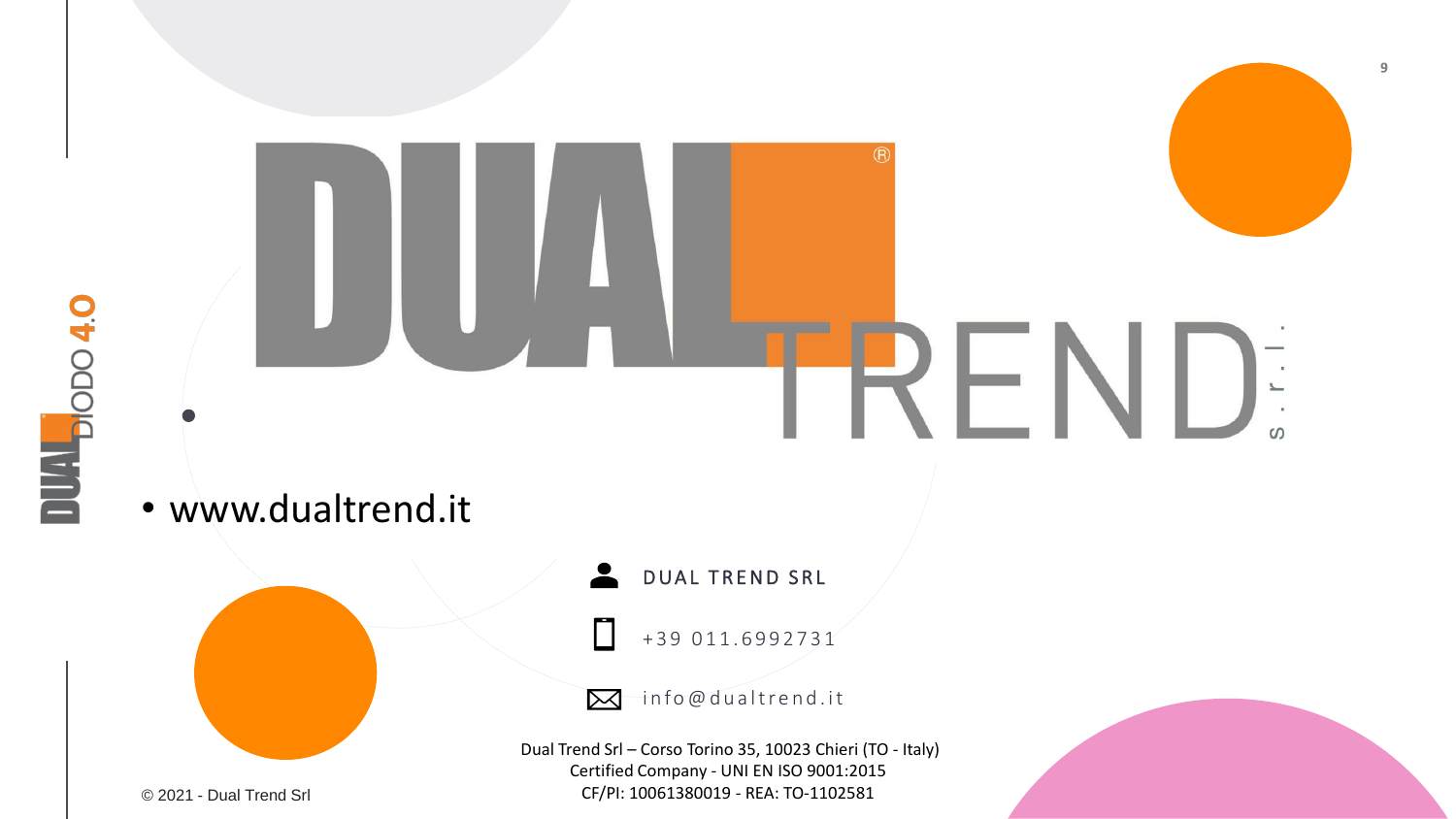- www.dualtrend.it

DUAL TREND SRL

+39 011.6992731

info@dualtrend.it

Dual Trend Srl – Corso Torino 35, 10023 Chieri (TO - Italy)
Certified Company - UNI EN ISO 9001:2015
CF/PI: 10061380019 - REA: TO-1102581

© 2021 - Dual Trend Srl